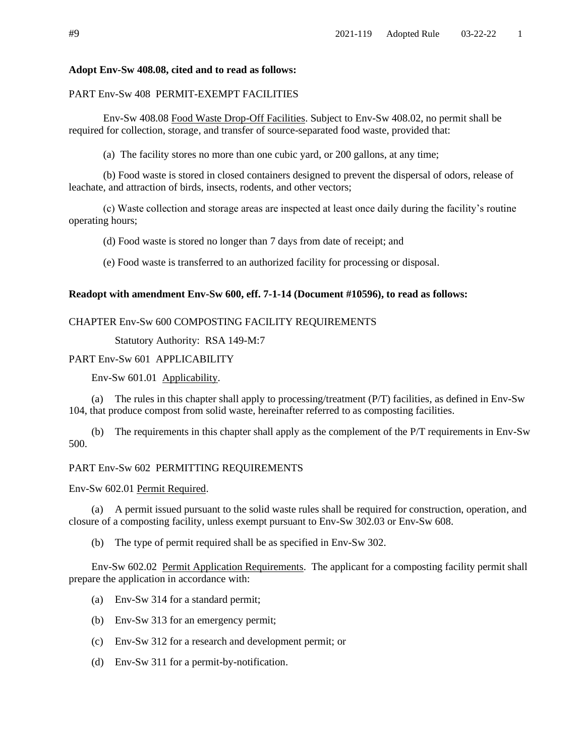**Adopt Env-Sw 408.08, cited and to read as follows:**

PART Env-Sw 408 PERMIT-EXEMPT FACILITIES

Env-Sw 408.08 Food Waste Drop-Off Facilities. Subject to Env-Sw 408.02, no permit shall be required for collection, storage, and transfer of source-separated food waste, provided that:

(a) The facility stores no more than one cubic yard, or 200 gallons, at any time;

(b) Food waste is stored in closed containers designed to prevent the dispersal of odors, release of leachate, and attraction of birds, insects, rodents, and other vectors;

(c) Waste collection and storage areas are inspected at least once daily during the facility's routine operating hours;

(d) Food waste is stored no longer than 7 days from date of receipt; and

(e) Food waste is transferred to an authorized facility for processing or disposal.

**Readopt with amendment Env-Sw 600, eff. 7-1-14 (Document #10596), to read as follows:**

CHAPTER Env-Sw 600 COMPOSTING FACILITY REQUIREMENTS

Statutory Authority: RSA 149-M:7

PART Env-Sw 601 APPLICABILITY

Env-Sw 601.01 Applicability.

(a) The rules in this chapter shall apply to processing/treatment (P/T) facilities, as defined in Env-Sw 104, that produce compost from solid waste, hereinafter referred to as composting facilities.

(b) The requirements in this chapter shall apply as the complement of the P/T requirements in Env-Sw 500.

PART Env-Sw 602 PERMITTING REQUIREMENTS

Env-Sw 602.01 Permit Required.

(a) A permit issued pursuant to the solid waste rules shall be required for construction, operation, and closure of a composting facility, unless exempt pursuant to Env-Sw 302.03 or Env-Sw 608.

(b) The type of permit required shall be as specified in Env-Sw 302.

Env-Sw 602.02 Permit Application Requirements. The applicant for a composting facility permit shall prepare the application in accordance with:

(a) Env-Sw 314 for a standard permit;

(b) Env-Sw 313 for an emergency permit;

(c) Env-Sw 312 for a research and development permit; or

(d) Env-Sw 311 for a permit-by-notification.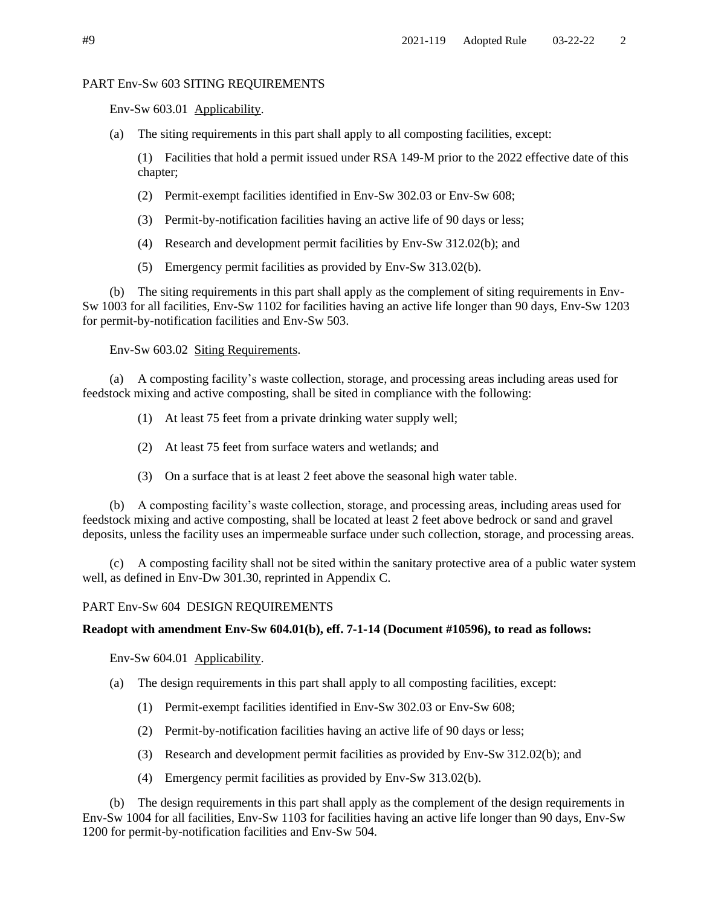PART Env-Sw 603 SITING REQUIREMENTS

Env-Sw 603.01 Applicability.

(a) The siting requirements in this part shall apply to all composting facilities, except:

(1) Facilities that hold a permit issued under RSA 149-M prior to the 2022 effective date of this chapter;

(2) Permit-exempt facilities identified in Env-Sw 302.03 or Env-Sw 608;

(3) Permit-by-notification facilities having an active life of 90 days or less;

(4) Research and development permit facilities by Env-Sw 312.02(b); and

(5) Emergency permit facilities as provided by Env-Sw 313.02(b).

(b) The siting requirements in this part shall apply as the complement of siting requirements in Env-Sw 1003 for all facilities, Env-Sw 1102 for facilities having an active life longer than 90 days, Env-Sw 1203 for permit-by-notification facilities and Env-Sw 503.

Env-Sw 603.02 Siting Requirements.

(a) A composting facility's waste collection, storage, and processing areas including areas used for feedstock mixing and active composting, shall be sited in compliance with the following:

(1) At least 75 feet from a private drinking water supply well;

(2) At least 75 feet from surface waters and wetlands; and

(3) On a surface that is at least 2 feet above the seasonal high water table.

(b) A composting facility's waste collection, storage, and processing areas, including areas used for feedstock mixing and active composting, shall be located at least 2 feet above bedrock or sand and gravel deposits, unless the facility uses an impermeable surface under such collection, storage, and processing areas.

(c) A composting facility shall not be sited within the sanitary protective area of a public water system well, as defined in Env-Dw 301.30, reprinted in Appendix C.

PART Env-Sw 604 DESIGN REQUIREMENTS

**Readopt with amendment Env-Sw 604.01(b), eff. 7-1-14 (Document #10596), to read as follows:**

Env-Sw 604.01 Applicability.

(a) The design requirements in this part shall apply to all composting facilities, except:

(1) Permit-exempt facilities identified in Env-Sw 302.03 or Env-Sw 608;

(2) Permit-by-notification facilities having an active life of 90 days or less;

(3) Research and development permit facilities as provided by Env-Sw 312.02(b); and

(4) Emergency permit facilities as provided by Env-Sw 313.02(b).

(b) The design requirements in this part shall apply as the complement of the design requirements in Env-Sw 1004 for all facilities, Env-Sw 1103 for facilities having an active life longer than 90 days, Env-Sw 1200 for permit-by-notification facilities and Env-Sw 504.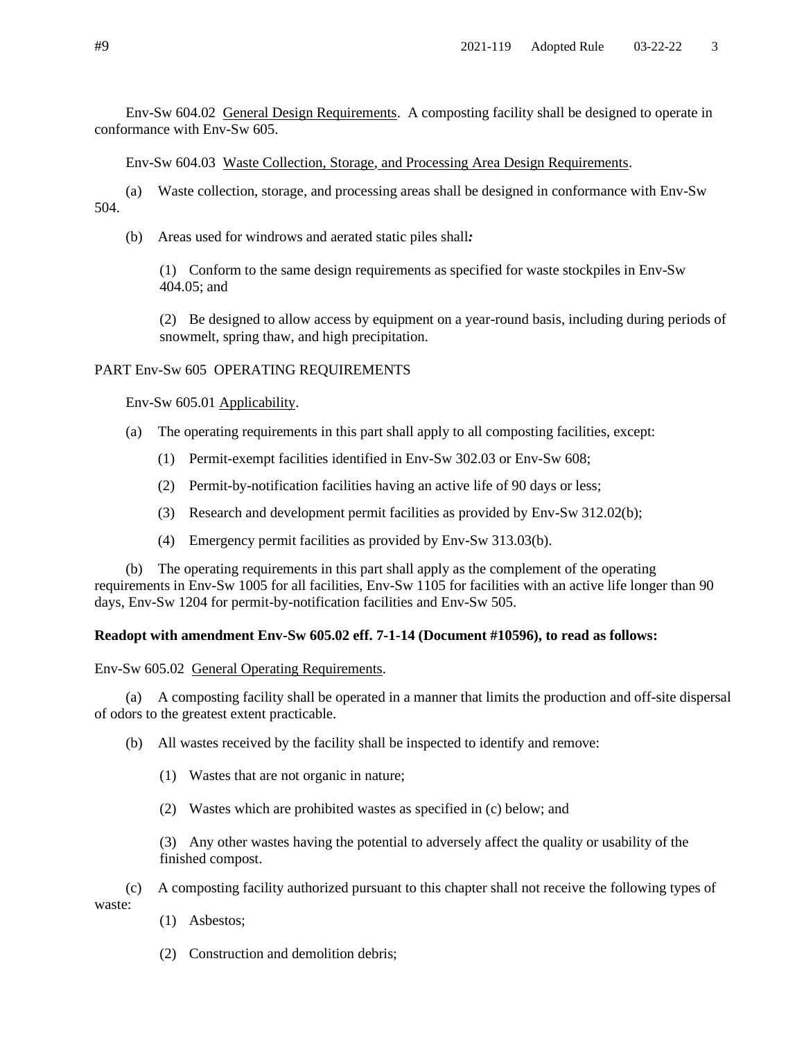Env-Sw 604.02 General Design Requirements. A composting facility shall be designed to operate in conformance with Env-Sw 605.

Env-Sw 604.03 Waste Collection, Storage, and Processing Area Design Requirements.

(a) Waste collection, storage, and processing areas shall be designed in conformance with Env-Sw 504.

(b) Areas used for windrows and aerated static piles shall*:*

(1) Conform to the same design requirements as specified for waste stockpiles in Env-Sw 404.05; and

(2) Be designed to allow access by equipment on a year-round basis, including during periods of snowmelt, spring thaw, and high precipitation.

PART Env-Sw 605 OPERATING REQUIREMENTS

Env-Sw 605.01 Applicability.

(a) The operating requirements in this part shall apply to all composting facilities, except:

(1) Permit-exempt facilities identified in Env-Sw 302.03 or Env-Sw 608;

(2) Permit-by-notification facilities having an active life of 90 days or less;

(3) Research and development permit facilities as provided by Env-Sw 312.02(b);

(4) Emergency permit facilities as provided by Env-Sw 313.03(b).

(b) The operating requirements in this part shall apply as the complement of the operating requirements in Env-Sw 1005 for all facilities, Env-Sw 1105 for facilities with an active life longer than 90 days, Env-Sw 1204 for permit-by-notification facilities and Env-Sw 505.

**Readopt with amendment Env-Sw 605.02 eff. 7-1-14 (Document #10596), to read as follows:**

Env-Sw 605.02 General Operating Requirements.

(a) A composting facility shall be operated in a manner that limits the production and off-site dispersal of odors to the greatest extent practicable.

(b) All wastes received by the facility shall be inspected to identify and remove:

(1) Wastes that are not organic in nature;

(2) Wastes which are prohibited wastes as specified in (c) below; and

(3) Any other wastes having the potential to adversely affect the quality or usability of the finished compost.

(c) A composting facility authorized pursuant to this chapter shall not receive the following types of waste:

(1) Asbestos;

(2) Construction and demolition debris;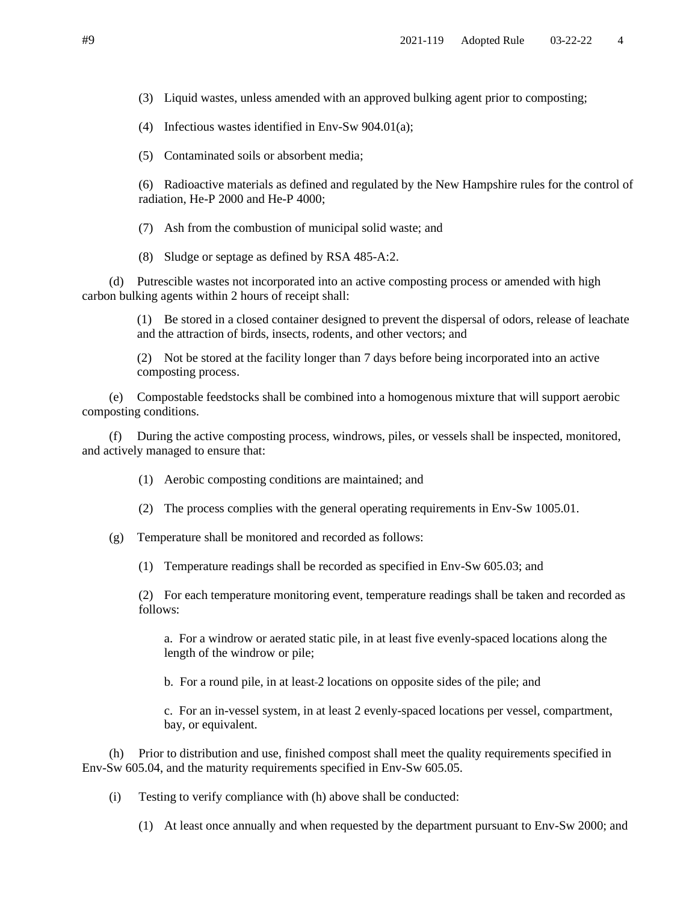(3) Liquid wastes, unless amended with an approved bulking agent prior to composting;

(4) Infectious wastes identified in Env-Sw 904.01(a);

(5) Contaminated soils or absorbent media;

(6) Radioactive materials as defined and regulated by the New Hampshire rules for the control of radiation, He-P 2000 and He-P 4000;

(7) Ash from the combustion of municipal solid waste; and

(8) Sludge or septage as defined by RSA 485-A:2.

(d) Putrescible wastes not incorporated into an active composting process or amended with high carbon bulking agents within 2 hours of receipt shall:

(1) Be stored in a closed container designed to prevent the dispersal of odors, release of leachate and the attraction of birds, insects, rodents, and other vectors; and

(2) Not be stored at the facility longer than 7 days before being incorporated into an active composting process.

(e) Compostable feedstocks shall be combined into a homogenous mixture that will support aerobic composting conditions.

(f) During the active composting process, windrows, piles, or vessels shall be inspected, monitored, and actively managed to ensure that:

(1) Aerobic composting conditions are maintained; and

(2) The process complies with the general operating requirements in Env-Sw 1005.01.

(g) Temperature shall be monitored and recorded as follows:

(1) Temperature readings shall be recorded as specified in Env-Sw 605.03; and

(2) For each temperature monitoring event, temperature readings shall be taken and recorded as follows:

a. For a windrow or aerated static pile, in at least five evenly-spaced locations along the length of the windrow or pile;

b. For a round pile, in at least 2 locations on opposite sides of the pile; and

c. For an in-vessel system, in at least 2 evenly-spaced locations per vessel, compartment, bay, or equivalent.

(h) Prior to distribution and use, finished compost shall meet the quality requirements specified in Env-Sw 605.04, and the maturity requirements specified in Env-Sw 605.05.

(i) Testing to verify compliance with (h) above shall be conducted:

(1) At least once annually and when requested by the department pursuant to Env-Sw 2000; and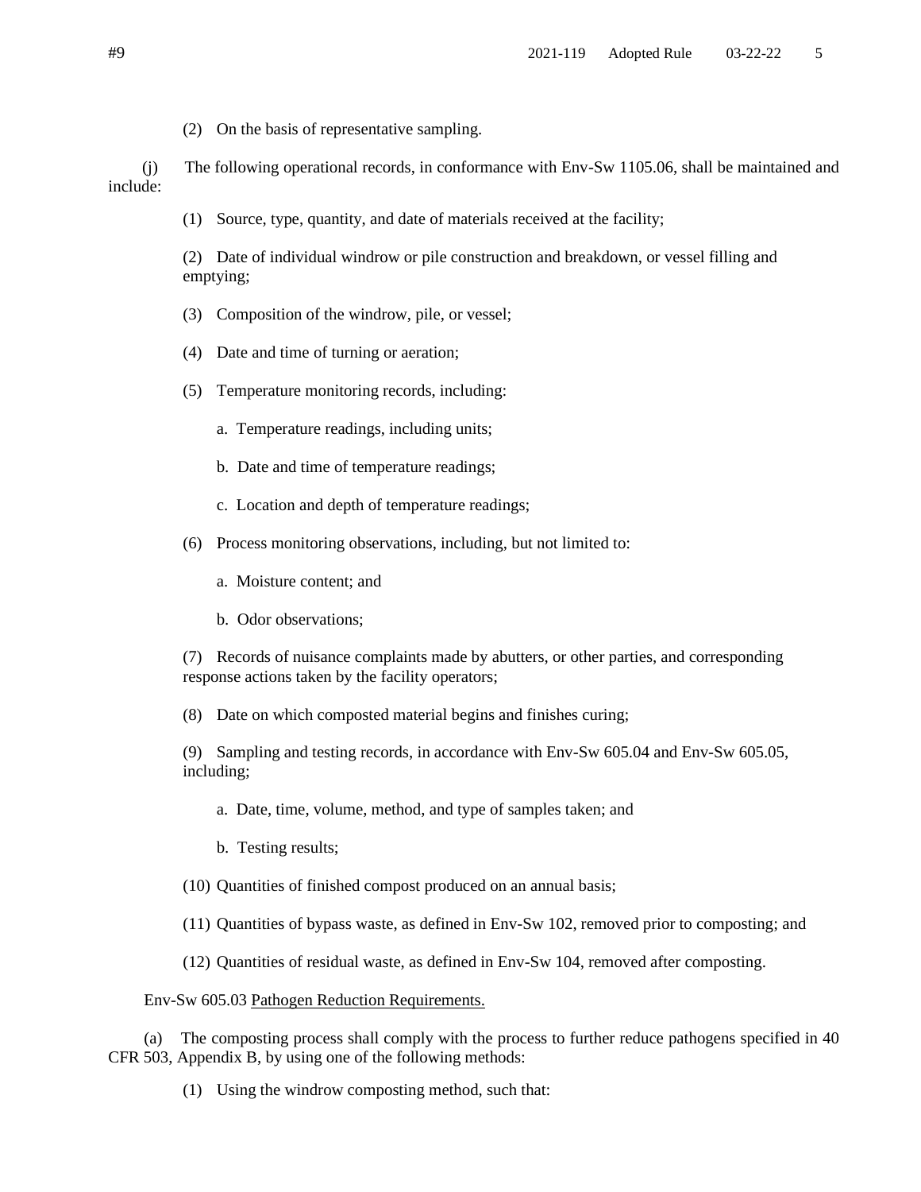(2) On the basis of representative sampling.

(j) The following operational records, in conformance with Env-Sw 1105.06, shall be maintained and include:

(1) Source, type, quantity, and date of materials received at the facility;

(2) Date of individual windrow or pile construction and breakdown, or vessel filling and emptying;

(3) Composition of the windrow, pile, or vessel;

(4) Date and time of turning or aeration;

(5) Temperature monitoring records, including:

a. Temperature readings, including units;

b. Date and time of temperature readings;

c. Location and depth of temperature readings;

(6) Process monitoring observations, including, but not limited to:

a. Moisture content; and

b. Odor observations;

(7) Records of nuisance complaints made by abutters, or other parties, and corresponding response actions taken by the facility operators;

(8) Date on which composted material begins and finishes curing;

(9) Sampling and testing records, in accordance with Env-Sw 605.04 and Env-Sw 605.05, including;

a. Date, time, volume, method, and type of samples taken; and

b. Testing results;

(10) Quantities of finished compost produced on an annual basis;

(11) Quantities of bypass waste, as defined in Env-Sw 102, removed prior to composting; and

(12) Quantities of residual waste, as defined in Env-Sw 104, removed after composting.

Env-Sw 605.03 Pathogen Reduction Requirements.

(a) The composting process shall comply with the process to further reduce pathogens specified in 40 CFR 503, Appendix B, by using one of the following methods:

(1) Using the windrow composting method, such that: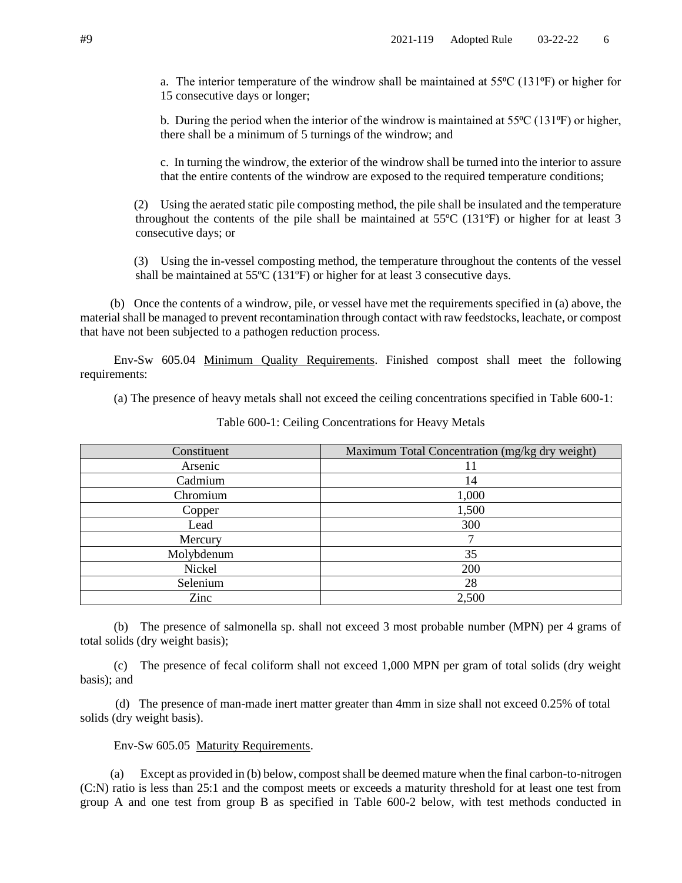a. The interior temperature of the windrow shall be maintained at 55ºC (131ºF) or higher for 15 consecutive days or longer;

b. During the period when the interior of the windrow is maintained at 55ºC (131ºF) or higher, there shall be a minimum of 5 turnings of the windrow; and

c. In turning the windrow, the exterior of the windrow shall be turned into the interior to assure that the entire contents of the windrow are exposed to the required temperature conditions;

(2) Using the aerated static pile composting method, the pile shall be insulated and the temperature throughout the contents of the pile shall be maintained at 55ºC (131ºF) or higher for at least 3 consecutive days; or

(3) Using the in-vessel composting method, the temperature throughout the contents of the vessel shall be maintained at 55ºC (131ºF) or higher for at least 3 consecutive days.

(b) Once the contents of a windrow, pile, or vessel have met the requirements specified in (a) above, the material shall be managed to prevent recontamination through contact with raw feedstocks, leachate, or compost that have not been subjected to a pathogen reduction process.

Env-Sw 605.04 Minimum Quality Requirements. Finished compost shall meet the following requirements:

(a) The presence of heavy metals shall not exceed the ceiling concentrations specified in Table 600-1:

Table 600-1: Ceiling Concentrations for Heavy Metals

| Constituent | Maximum Total Concentration (mg/kg dry weight) |
|---|---|
| Arsenic | 11 |
| Cadmium | 14 |
| Chromium | 1,000 |
| Copper | 1,500 |
| Lead | 300 |
| Mercury | 7 |
| Molybdenum | 35 |
| Nickel | 200 |
| Selenium | 28 |
| Zinc | 2,500 |

(b) The presence of salmonella sp. shall not exceed 3 most probable number (MPN) per 4 grams of total solids (dry weight basis);

(c) The presence of fecal coliform shall not exceed 1,000 MPN per gram of total solids (dry weight basis); and

(d) The presence of man-made inert matter greater than 4mm in size shall not exceed 0.25% of total solids (dry weight basis).

Env-Sw 605.05 Maturity Requirements.

(a) Except as provided in (b) below, compost shall be deemed mature when the final carbon-to-nitrogen (C:N) ratio is less than 25:1 and the compost meets or exceeds a maturity threshold for at least one test from group A and one test from group B as specified in Table 600-2 below, with test methods conducted in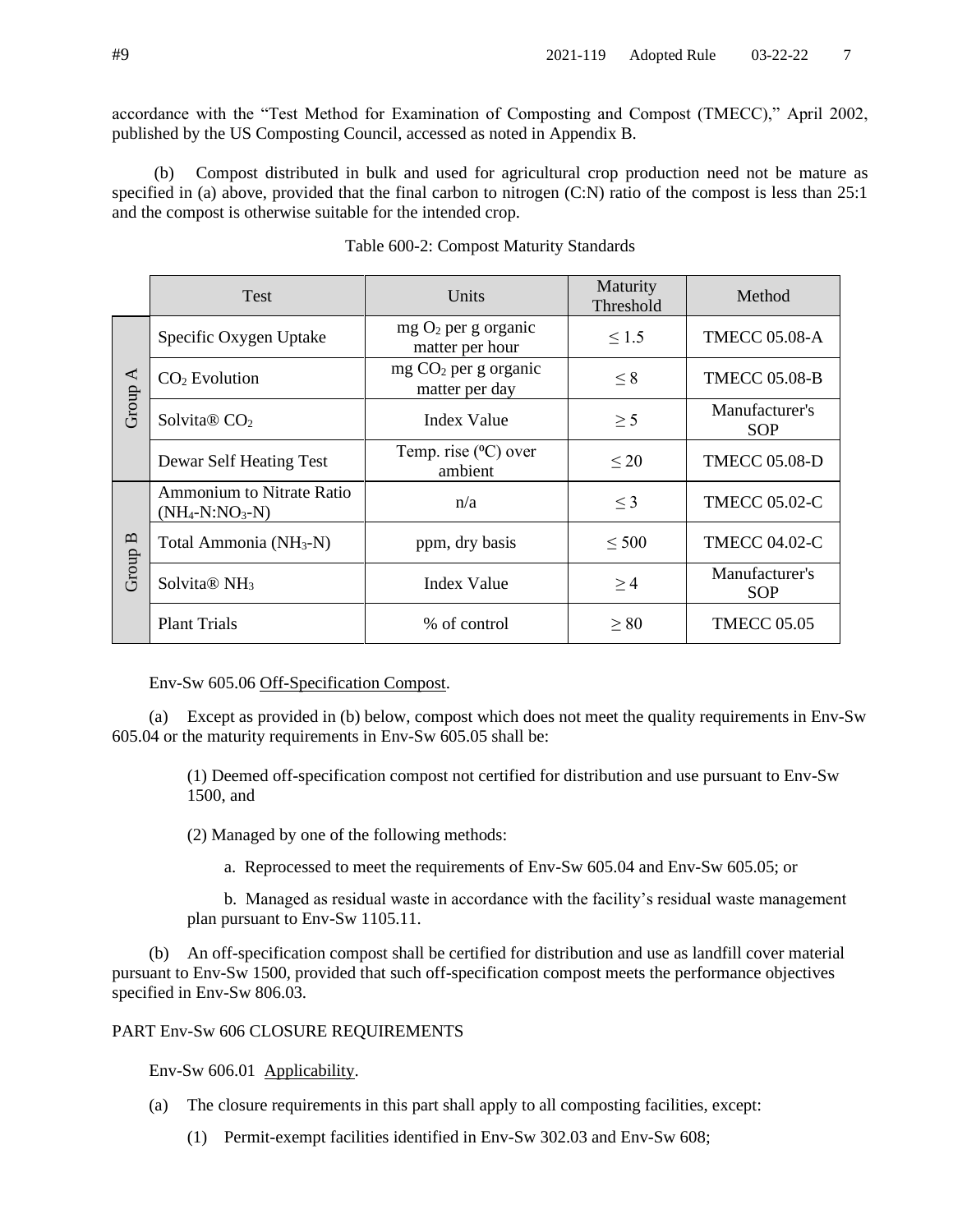accordance with the "Test Method for Examination of Composting and Compost (TMECC)," April 2002, published by the US Composting Council, accessed as noted in Appendix B.

(b) Compost distributed in bulk and used for agricultural crop production need not be mature as specified in (a) above, provided that the final carbon to nitrogen (C:N) ratio of the compost is less than 25:1 and the compost is otherwise suitable for the intended crop.

Table 600-2: Compost Maturity Standards

| | Test | Units | Maturity Threshold | Method |
|---|---|---|---|---|
| Group A | Specific Oxygen Uptake | mg $O_2$ per g organic matter per hour | $\leq 1.5$ | TMECC 05.08-A |
| | $CO_2$ Evolution | mg $CO_2$ per g organic matter per day | $\leq 8$ | TMECC 05.08-B |
| | Solvita® $CO_2$ | Index Value | $\geq 5$ | Manufacturer's SOP |
| | Dewar Self Heating Test | Temp. rise (ºC) over ambient | $\leq 20$ | TMECC 05.08-D |
| Group B | Ammonium to Nitrate Ratio ($NH_4$-N:$NO_3$-N) | n/a | $\leq 3$ | TMECC 05.02-C |
| | Total Ammonia ($NH_3$-N) | ppm, dry basis | $\leq 500$ | TMECC 04.02-C |
| | Solvita® $NH_3$ | Index Value | $\geq 4$ | Manufacturer's SOP |
| | Plant Trials | % of control | $\geq 80$ | TMECC 05.05 |

Env-Sw 605.06 Off-Specification Compost.

(a) Except as provided in (b) below, compost which does not meet the quality requirements in Env-Sw 605.04 or the maturity requirements in Env-Sw 605.05 shall be:

(1) Deemed off-specification compost not certified for distribution and use pursuant to Env-Sw 1500, and

(2) Managed by one of the following methods:

a. Reprocessed to meet the requirements of Env-Sw 605.04 and Env-Sw 605.05; or

b. Managed as residual waste in accordance with the facility's residual waste management plan pursuant to Env-Sw 1105.11.

(b) An off-specification compost shall be certified for distribution and use as landfill cover material pursuant to Env-Sw 1500, provided that such off-specification compost meets the performance objectives specified in Env-Sw 806.03.

PART Env-Sw 606 CLOSURE REQUIREMENTS

Env-Sw 606.01 Applicability.

(a) The closure requirements in this part shall apply to all composting facilities, except:

(1) Permit-exempt facilities identified in Env-Sw 302.03 and Env-Sw 608;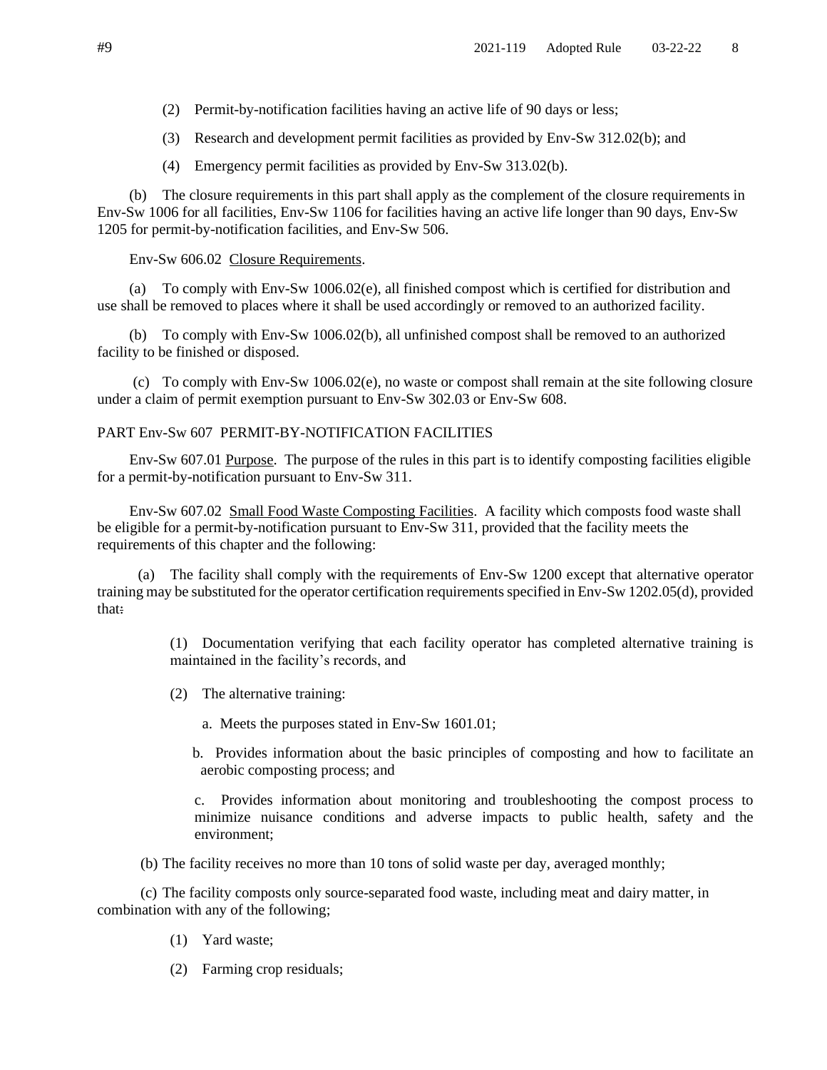(2) Permit-by-notification facilities having an active life of 90 days or less;

(3) Research and development permit facilities as provided by Env-Sw 312.02(b); and

(4) Emergency permit facilities as provided by Env-Sw 313.02(b).

(b) The closure requirements in this part shall apply as the complement of the closure requirements in Env-Sw 1006 for all facilities, Env-Sw 1106 for facilities having an active life longer than 90 days, Env-Sw 1205 for permit-by-notification facilities, and Env-Sw 506.

Env-Sw 606.02 Closure Requirements.

(a) To comply with Env-Sw 1006.02(e), all finished compost which is certified for distribution and use shall be removed to places where it shall be used accordingly or removed to an authorized facility.

(b) To comply with Env-Sw 1006.02(b), all unfinished compost shall be removed to an authorized facility to be finished or disposed.

(c) To comply with Env-Sw 1006.02(e), no waste or compost shall remain at the site following closure under a claim of permit exemption pursuant to Env-Sw 302.03 or Env-Sw 608.

PART Env-Sw 607 PERMIT-BY-NOTIFICATION FACILITIES

Env-Sw 607.01 Purpose. The purpose of the rules in this part is to identify composting facilities eligible for a permit-by-notification pursuant to Env-Sw 311.

Env-Sw 607.02 Small Food Waste Composting Facilities. A facility which composts food waste shall be eligible for a permit-by-notification pursuant to Env-Sw 311, provided that the facility meets the requirements of this chapter and the following:

(a) The facility shall comply with the requirements of Env-Sw 1200 except that alternative operator training may be substituted for the operator certification requirements specified in Env-Sw 1202.05(d), provided that:

(1) Documentation verifying that each facility operator has completed alternative training is maintained in the facility's records, and

(2) The alternative training:

a. Meets the purposes stated in Env-Sw 1601.01;

b. Provides information about the basic principles of composting and how to facilitate an aerobic composting process; and

c. Provides information about monitoring and troubleshooting the compost process to minimize nuisance conditions and adverse impacts to public health, safety and the environment;

(b) The facility receives no more than 10 tons of solid waste per day, averaged monthly;

(c) The facility composts only source-separated food waste, including meat and dairy matter, in combination with any of the following;

(1) Yard waste;

(2) Farming crop residuals;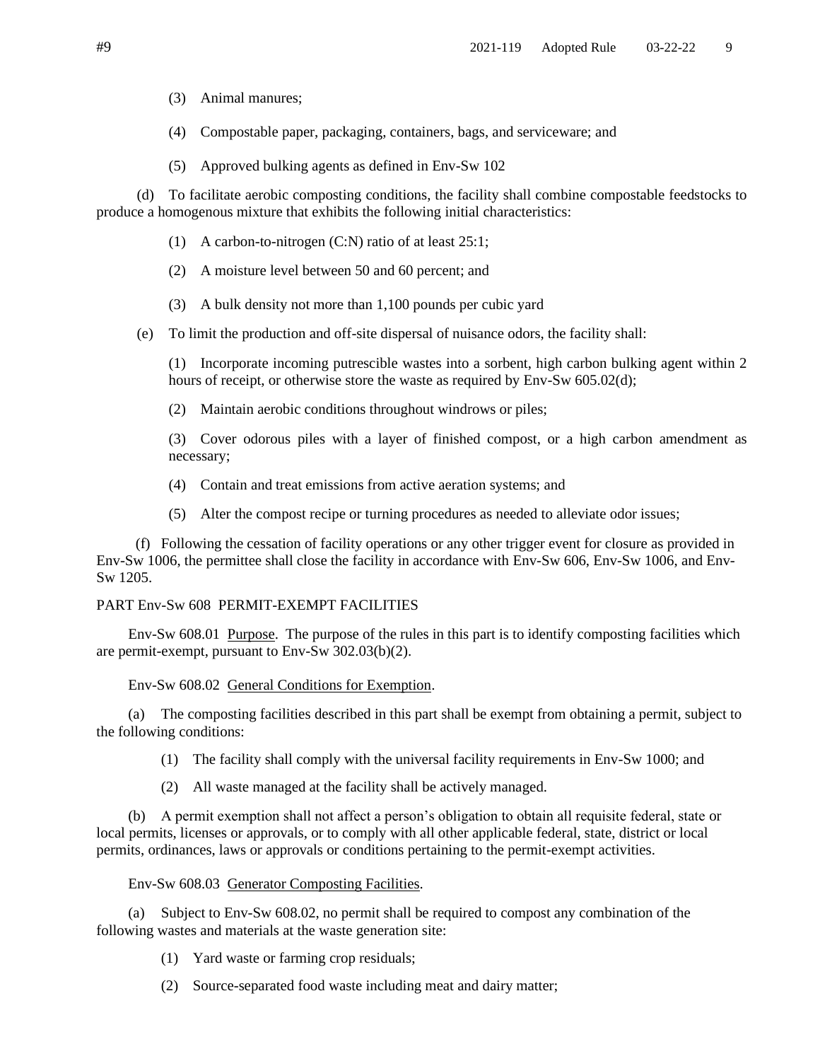(3) Animal manures;

(4) Compostable paper, packaging, containers, bags, and serviceware; and

(5) Approved bulking agents as defined in Env-Sw 102

(d) To facilitate aerobic composting conditions, the facility shall combine compostable feedstocks to produce a homogenous mixture that exhibits the following initial characteristics:

(1) A carbon-to-nitrogen (C:N) ratio of at least 25:1;

(2) A moisture level between 50 and 60 percent; and

(3) A bulk density not more than 1,100 pounds per cubic yard

(e) To limit the production and off-site dispersal of nuisance odors, the facility shall:

(1) Incorporate incoming putrescible wastes into a sorbent, high carbon bulking agent within 2 hours of receipt, or otherwise store the waste as required by Env-Sw 605.02(d);

(2) Maintain aerobic conditions throughout windrows or piles;

(3) Cover odorous piles with a layer of finished compost, or a high carbon amendment as necessary;

(4) Contain and treat emissions from active aeration systems; and

(5) Alter the compost recipe or turning procedures as needed to alleviate odor issues;

(f) Following the cessation of facility operations or any other trigger event for closure as provided in Env-Sw 1006, the permittee shall close the facility in accordance with Env-Sw 606, Env-Sw 1006, and Env-Sw 1205.

PART Env-Sw 608 PERMIT-EXEMPT FACILITIES

Env-Sw 608.01 Purpose. The purpose of the rules in this part is to identify composting facilities which are permit-exempt, pursuant to Env-Sw 302.03(b)(2).

Env-Sw 608.02 General Conditions for Exemption.

(a) The composting facilities described in this part shall be exempt from obtaining a permit, subject to the following conditions:

(1) The facility shall comply with the universal facility requirements in Env-Sw 1000; and

(2) All waste managed at the facility shall be actively managed.

(b) A permit exemption shall not affect a person's obligation to obtain all requisite federal, state or local permits, licenses or approvals, or to comply with all other applicable federal, state, district or local permits, ordinances, laws or approvals or conditions pertaining to the permit-exempt activities.

Env-Sw 608.03 Generator Composting Facilities.

(a) Subject to Env-Sw 608.02, no permit shall be required to compost any combination of the following wastes and materials at the waste generation site:

(1) Yard waste or farming crop residuals;

(2) Source-separated food waste including meat and dairy matter;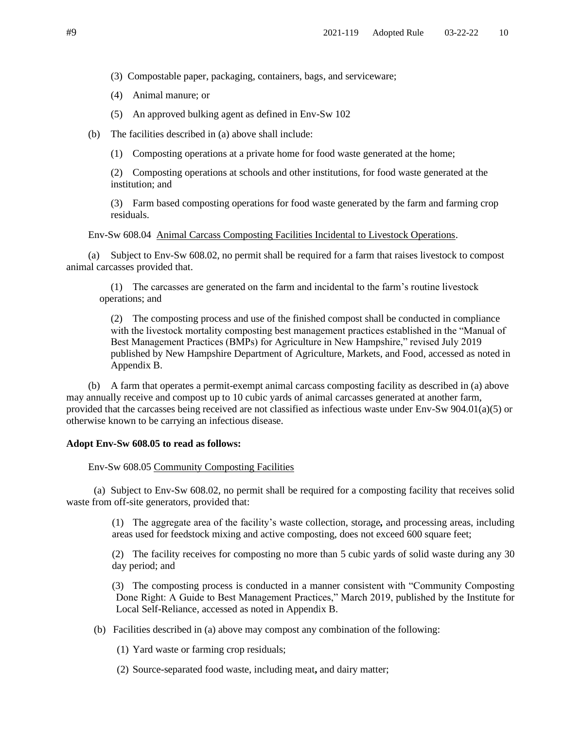(3) Compostable paper, packaging, containers, bags, and serviceware;

(4) Animal manure; or

(5) An approved bulking agent as defined in Env-Sw 102

(b) The facilities described in (a) above shall include:

(1) Composting operations at a private home for food waste generated at the home;

(2) Composting operations at schools and other institutions, for food waste generated at the institution; and

(3) Farm based composting operations for food waste generated by the farm and farming crop residuals.

Env-Sw 608.04 Animal Carcass Composting Facilities Incidental to Livestock Operations.

(a) Subject to Env-Sw 608.02, no permit shall be required for a farm that raises livestock to compost animal carcasses provided that.

(1) The carcasses are generated on the farm and incidental to the farm's routine livestock operations; and

(2) The composting process and use of the finished compost shall be conducted in compliance with the livestock mortality composting best management practices established in the "Manual of Best Management Practices (BMPs) for Agriculture in New Hampshire," revised July 2019 published by New Hampshire Department of Agriculture, Markets, and Food, accessed as noted in Appendix B.

(b) A farm that operates a permit-exempt animal carcass composting facility as described in (a) above may annually receive and compost up to 10 cubic yards of animal carcasses generated at another farm, provided that the carcasses being received are not classified as infectious waste under Env-Sw 904.01(a)(5) or otherwise known to be carrying an infectious disease.

**Adopt Env-Sw 608.05 to read as follows:**

Env-Sw 608.05 Community Composting Facilities

(a) Subject to Env-Sw 608.02, no permit shall be required for a composting facility that receives solid waste from off-site generators, provided that:

(1) The aggregate area of the facility's waste collection, storage**,** and processing areas, including areas used for feedstock mixing and active composting, does not exceed 600 square feet;

(2) The facility receives for composting no more than 5 cubic yards of solid waste during any 30 day period; and

(3) The composting process is conducted in a manner consistent with "Community Composting Done Right: A Guide to Best Management Practices," March 2019, published by the Institute for Local Self-Reliance, accessed as noted in Appendix B.

(b) Facilities described in (a) above may compost any combination of the following:

(1) Yard waste or farming crop residuals;

(2) Source-separated food waste, including meat**,** and dairy matter;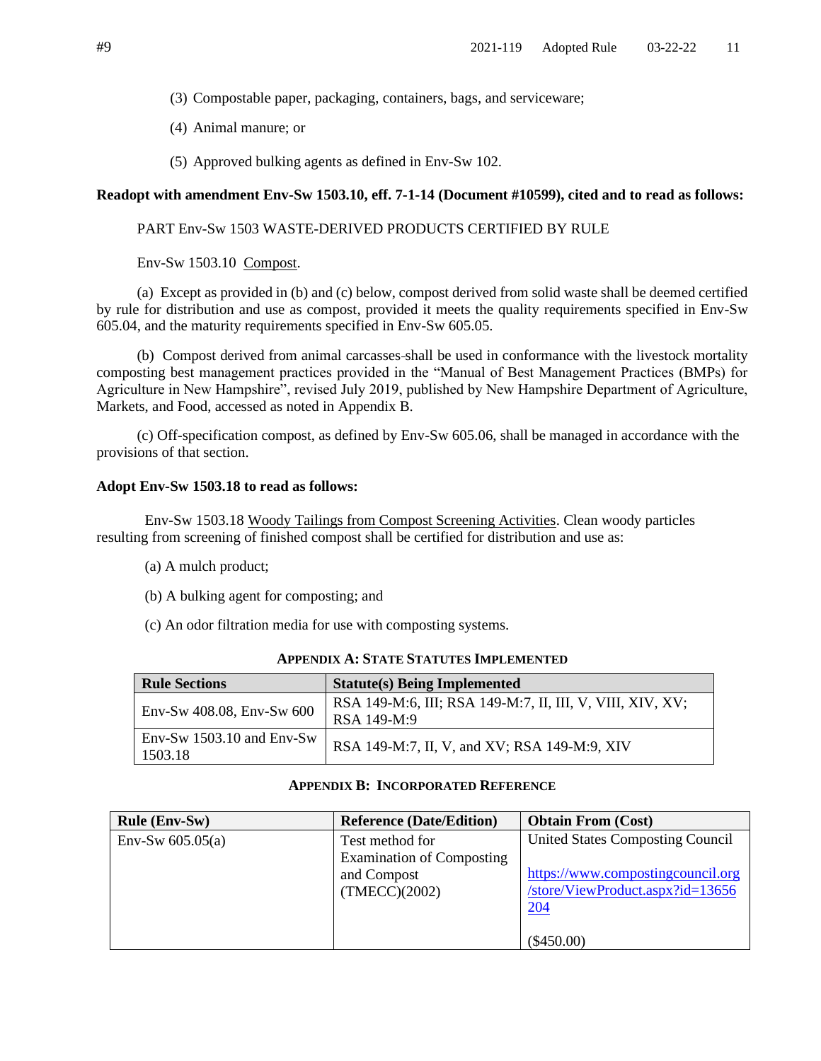(3) Compostable paper, packaging, containers, bags, and serviceware;

(4) Animal manure; or

(5) Approved bulking agents as defined in Env-Sw 102.

**Readopt with amendment Env-Sw 1503.10, eff. 7-1-14 (Document #10599), cited and to read as follows:**

PART Env-Sw 1503 WASTE-DERIVED PRODUCTS CERTIFIED BY RULE

Env-Sw 1503.10 Compost.

(a) Except as provided in (b) and (c) below, compost derived from solid waste shall be deemed certified by rule for distribution and use as compost, provided it meets the quality requirements specified in Env-Sw 605.04, and the maturity requirements specified in Env-Sw 605.05.

(b) Compost derived from animal carcasses shall be used in conformance with the livestock mortality composting best management practices provided in the "Manual of Best Management Practices (BMPs) for Agriculture in New Hampshire", revised July 2019, published by New Hampshire Department of Agriculture, Markets, and Food, accessed as noted in Appendix B.

(c) Off-specification compost, as defined by Env-Sw 605.06, shall be managed in accordance with the provisions of that section.

**Adopt Env-Sw 1503.18 to read as follows:**

Env-Sw 1503.18 Woody Tailings from Compost Screening Activities. Clean woody particles resulting from screening of finished compost shall be certified for distribution and use as:

(a) A mulch product;

(b) A bulking agent for composting; and

(c) An odor filtration media for use with composting systems.

**APPENDIX A: STATE STATUTES IMPLEMENTED**

| Rule Sections | Statute(s) Being Implemented |
|---|---|
| Env-Sw 408.08, Env-Sw 600 | RSA 149-M:6, III; RSA 149-M:7, II, III, V, VIII, XIV, XV; RSA 149-M:9 |
| Env-Sw 1503.10 and Env-Sw 1503.18 | RSA 149-M:7, II, V, and XV; RSA 149-M:9, XIV |

**APPENDIX B: INCORPORATED REFERENCE**

| Rule (Env-Sw) | Reference (Date/Edition) | Obtain From (Cost) |
|---|---|---|
| Env-Sw 605.05(a) | Test method for Examination of Composting and Compost (TMECC)(2002) | United States Composting Council<br><br>https://www.compostingcouncil.org/store/ViewProduct.aspx?id=13656204<br><br>($450.00) |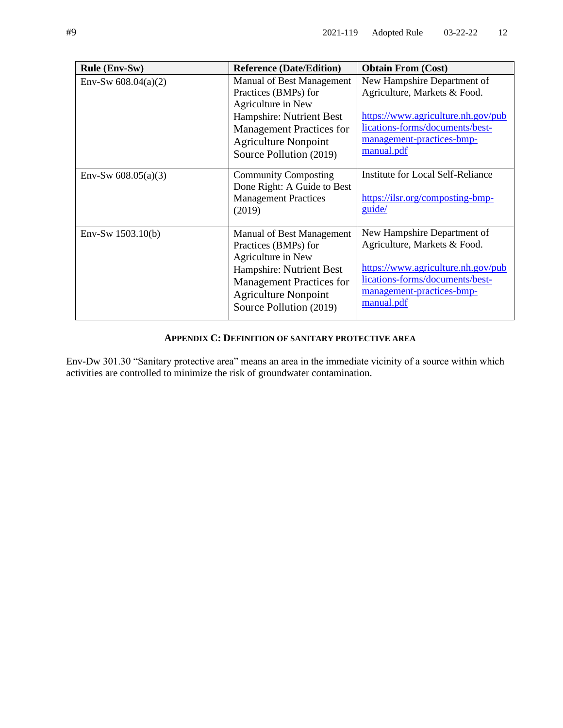| Rule (Env-Sw) | Reference (Date/Edition) | Obtain From (Cost) |
|---|---|---|
| Env-Sw 608.04(a)(2) | Manual of Best Management Practices (BMPs) for Agriculture in New Hampshire: Nutrient Best Management Practices for Agriculture Nonpoint Source Pollution (2019) | New Hampshire Department of Agriculture, Markets & Food. https://www.agriculture.nh.gov/publications-forms/documents/best-management-practices-bmp-manual.pdf |
| Env-Sw 608.05(a)(3) | Community Composting Done Right: A Guide to Best Management Practices (2019) | Institute for Local Self-Reliance https://ilsr.org/composting-bmp-guide/ |
| Env-Sw 1503.10(b) | Manual of Best Management Practices (BMPs) for Agriculture in New Hampshire: Nutrient Best Management Practices for Agriculture Nonpoint Source Pollution (2019) | New Hampshire Department of Agriculture, Markets & Food. https://www.agriculture.nh.gov/publications-forms/documents/best-management-practices-bmp-manual.pdf |

## APPENDIX C: DEFINITION OF SANITARY PROTECTIVE AREA

Env-Dw 301.30 "Sanitary protective area" means an area in the immediate vicinity of a source within which activities are controlled to minimize the risk of groundwater contamination.